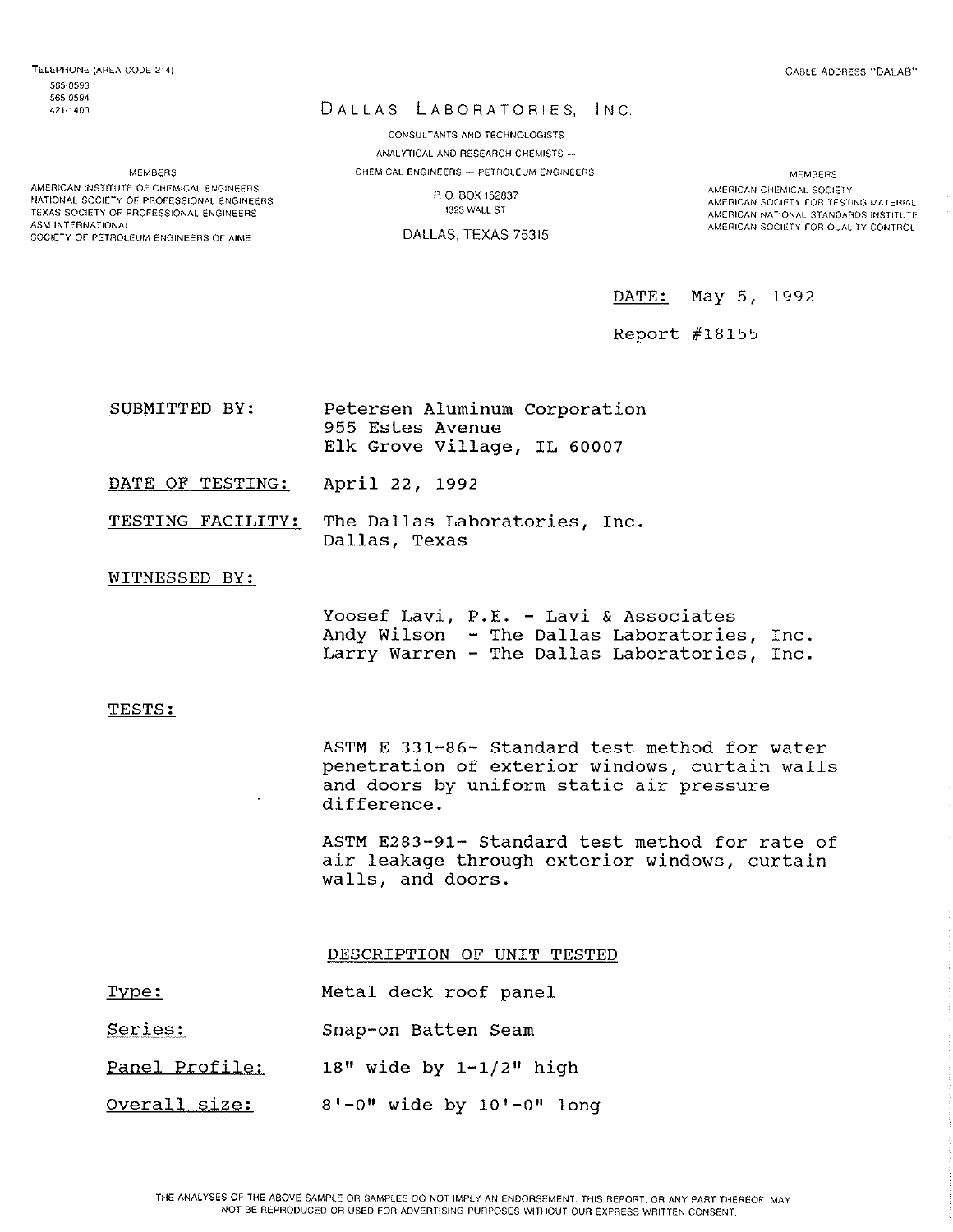TELEPHONE (AREA CODE 214)
565-0593
565-0594
421-1400

CABLE ADDRESS "DALAB"

# DALLAS LABORATORIES, INC.

CONSULTANTS AND TECHNOLOGISTS
ANALYTICAL AND RESEARCH CHEMISTS —
CHEMICAL ENGINEERS — PETROLEUM ENGINEERS

P. O. BOX 152837
1323 WALL ST

DALLAS, TEXAS 75315

MEMBERS
AMERICAN INSTITUTE OF CHEMICAL ENGINEERS
NATIONAL SOCIETY OF PROFESSIONAL ENGINEERS
TEXAS SOCIETY OF PROFESSIONAL ENGINEERS
ASM INTERNATIONAL
SOCIETY OF PETROLEUM ENGINEERS OF AIME

MEMBERS
AMERICAN CHEMICAL SOCIETY
AMERICAN SOCIETY FOR TESTING MATERIAL
AMERICAN NATIONAL STANDARDS INSTITUTE
AMERICAN SOCIETY FOR QUALITY CONTROL

DATE: May 5, 1992

Report #18155

SUBMITTED BY: Petersen Aluminum Corporation
955 Estes Avenue
Elk Grove Village, IL 60007

DATE OF TESTING: April 22, 1992

TESTING FACILITY: The Dallas Laboratories, Inc.
Dallas, Texas

WITNESSED BY:

Yoosef Lavi, P.E. - Lavi & Associates
Andy Wilson - The Dallas Laboratories, Inc.
Larry Warren - The Dallas Laboratories, Inc.

TESTS:

ASTM E 331-86- Standard test method for water penetration of exterior windows, curtain walls and doors by uniform static air pressure difference.

ASTM E283-91- Standard test method for rate of air leakage through exterior windows, curtain walls, and doors.

## DESCRIPTION OF UNIT TESTED

Type: Metal deck roof panel

Series: Snap-on Batten Seam

Panel Profile: 18" wide by 1-1/2" high

Overall size: 8'-0" wide by 10'-0" long

THE ANALYSES OF THE ABOVE SAMPLE OR SAMPLES DO NOT IMPLY AN ENDORSEMENT. THIS REPORT, OR ANY PART THEREOF MAY NOT BE REPRODUCED OR USED FOR ADVERTISING PURPOSES WITHOUT OUR EXPRESS WRITTEN CONSENT.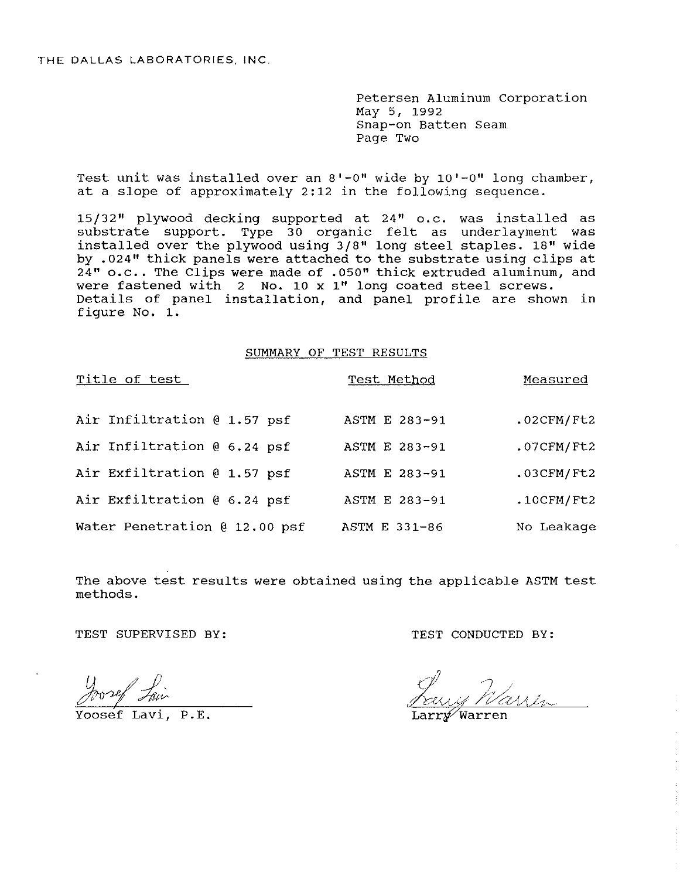THE DALLAS LABORATORIES, INC.

Petersen Aluminum Corporation
May 5, 1992
Snap-on Batten Seam
Page Two

Test unit was installed over an 8'-0" wide by 10'-0" long chamber, at a slope of approximately 2:12 in the following sequence.

15/32" plywood decking supported at 24" o.c. was installed as substrate support. Type 30 organic felt as underlayment was installed over the plywood using 3/8" long steel staples. 18" wide by .024" thick panels were attached to the substrate using clips at 24" o.c.. The Clips were made of .050" thick extruded aluminum, and were fastened with 2 No. 10 x 1" long coated steel screws. Details of panel installation, and panel profile are shown in figure No. 1.

## SUMMARY OF TEST RESULTS

| Title of test | Test Method | Measured |
|---|---|---|
| Air Infiltration @ 1.57 psf | ASTM E 283-91 | .02CFM/Ft2 |
| Air Infiltration @ 6.24 psf | ASTM E 283-91 | .07CFM/Ft2 |
| Air Exfiltration @ 1.57 psf | ASTM E 283-91 | .03CFM/Ft2 |
| Air Exfiltration @ 6.24 psf | ASTM E 283-91 | .10CFM/Ft2 |
| Water Penetration @ 12.00 psf | ASTM E 331-86 | No Leakage |

The above test results were obtained using the applicable ASTM test methods.

TEST SUPERVISED BY:

Yoosef Lavi, P.E.

TEST CONDUCTED BY:

Larry Warren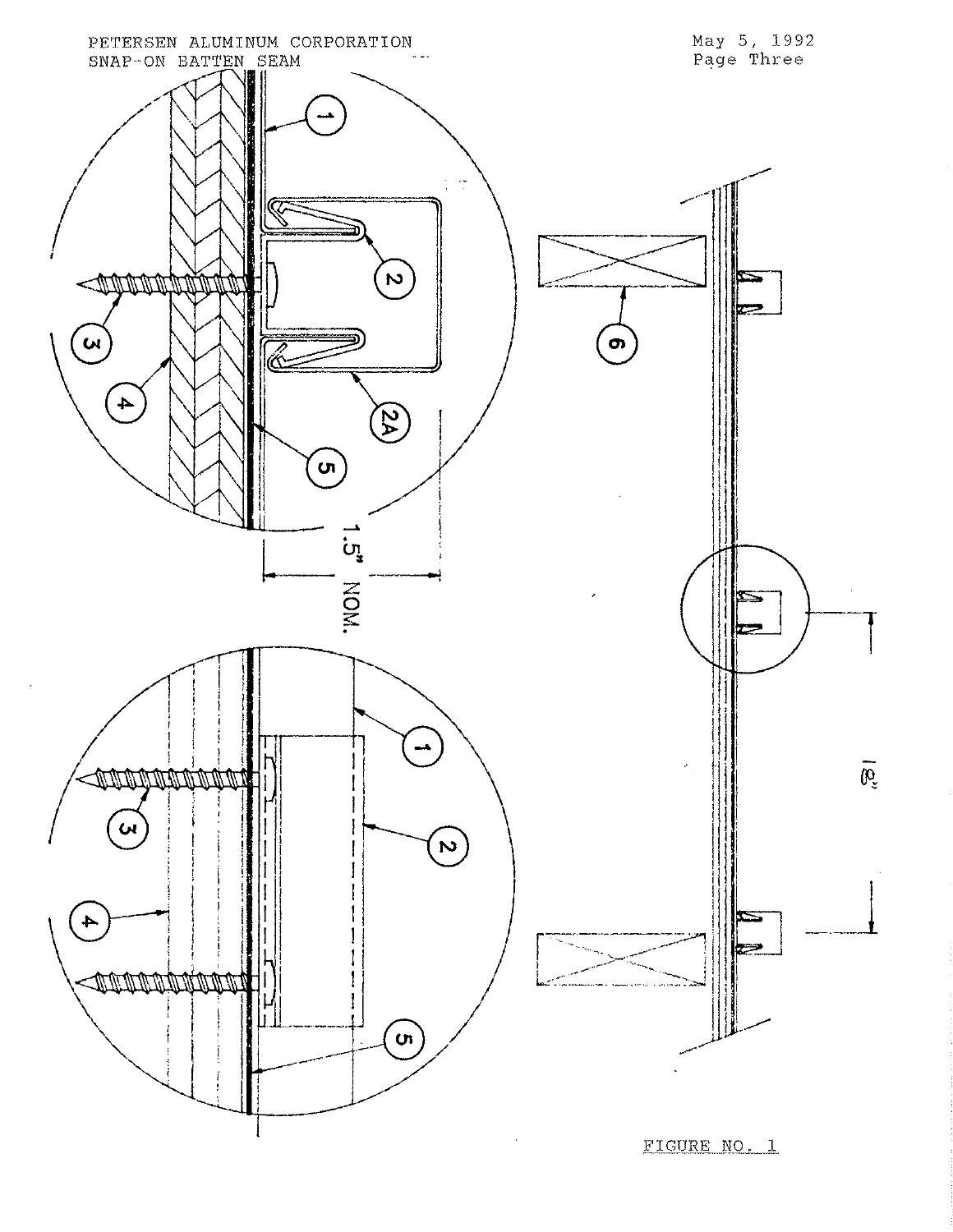FIGURE NO. 1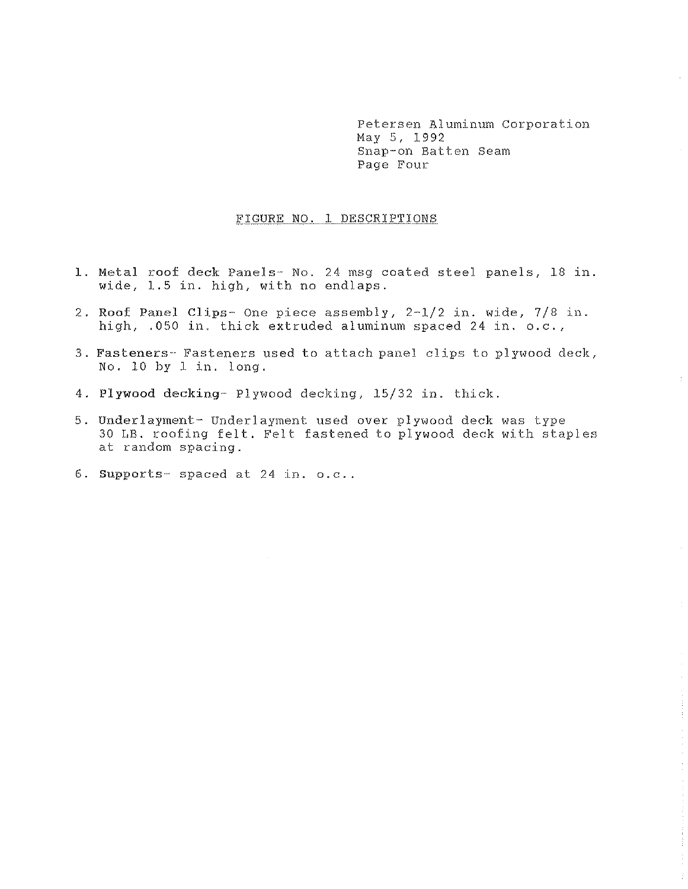Petersen Aluminum Corporation
May 5, 1992
Snap-on Batten Seam
Page Four

## FIGURE NO. 1 DESCRIPTIONS

1. **Metal roof deck Panels**- No. 24 msg coated steel panels, 18 in. wide, 1.5 in. high, with no endlaps.
2. **Roof Panel Clips**- One piece assembly, 2-1/2 in. wide, 7/8 in. high, .050 in. thick extruded aluminum spaced 24 in. o.c.,
3. **Fasteners**- Fasteners used to attach panel clips to plywood deck, No. 10 by 1 in. long.
4. **Plywood decking**- Plywood decking, 15/32 in. thick.
5. **Underlayment**- Underlayment used over plywood deck was type 30 LB. roofing felt. Felt fastened to plywood deck with staples at random spacing.
6. **Supports**- spaced at 24 in. o.c..